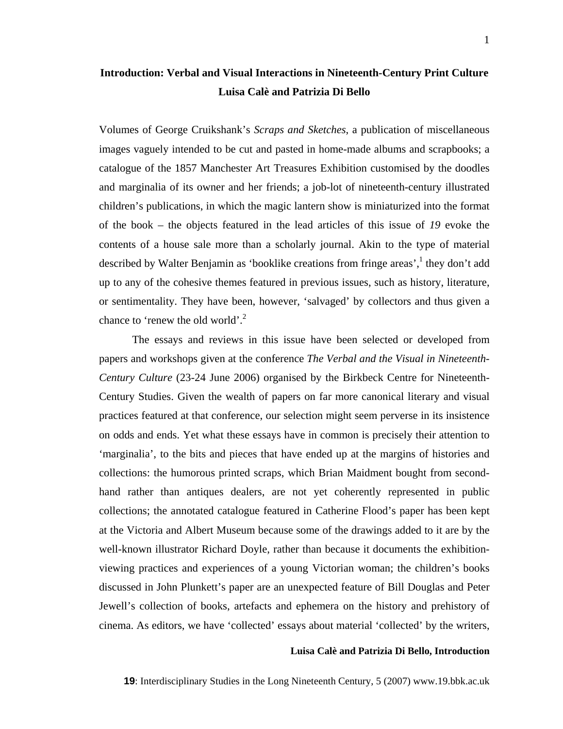# Introduction: Verbal and Visual Interactions in Nineteenth-Century Print Culture

**Luisa Calè and Patrizia Di Bello**

Volumes of George Cruikshank's *Scraps and Sketches*, a publication of miscellaneous images vaguely intended to be cut and pasted in home-made albums and scrapbooks; a catalogue of the 1857 Manchester Art Treasures Exhibition customised by the doodles and marginalia of its owner and her friends; a job-lot of nineteenth-century illustrated children's publications, in which the magic lantern show is miniaturized into the format of the book – the objects featured in the lead articles of this issue of *19* evoke the contents of a house sale more than a scholarly journal. Akin to the type of material described by Walter Benjamin as 'booklike creations from fringe areas',[1] they don't add up to any of the cohesive themes featured in previous issues, such as history, literature, or sentimentality. They have been, however, 'salvaged' by collectors and thus given a chance to 'renew the old world'.[2]

The essays and reviews in this issue have been selected or developed from papers and workshops given at the conference *The Verbal and the Visual in Nineteenth-Century Culture* (23-24 June 2006) organised by the Birkbeck Centre for Nineteenth-Century Studies. Given the wealth of papers on far more canonical literary and visual practices featured at that conference, our selection might seem perverse in its insistence on odds and ends. Yet what these essays have in common is precisely their attention to 'marginalia', to the bits and pieces that have ended up at the margins of histories and collections: the humorous printed scraps, which Brian Maidment bought from second-hand rather than antiques dealers, are not yet coherently represented in public collections; the annotated catalogue featured in Catherine Flood's paper has been kept at the Victoria and Albert Museum because some of the drawings added to it are by the well-known illustrator Richard Doyle, rather than because it documents the exhibition-viewing practices and experiences of a young Victorian woman; the children's books discussed in John Plunkett's paper are an unexpected feature of Bill Douglas and Peter Jewell's collection of books, artefacts and ephemera on the history and prehistory of cinema. As editors, we have 'collected' essays about material 'collected' by the writers,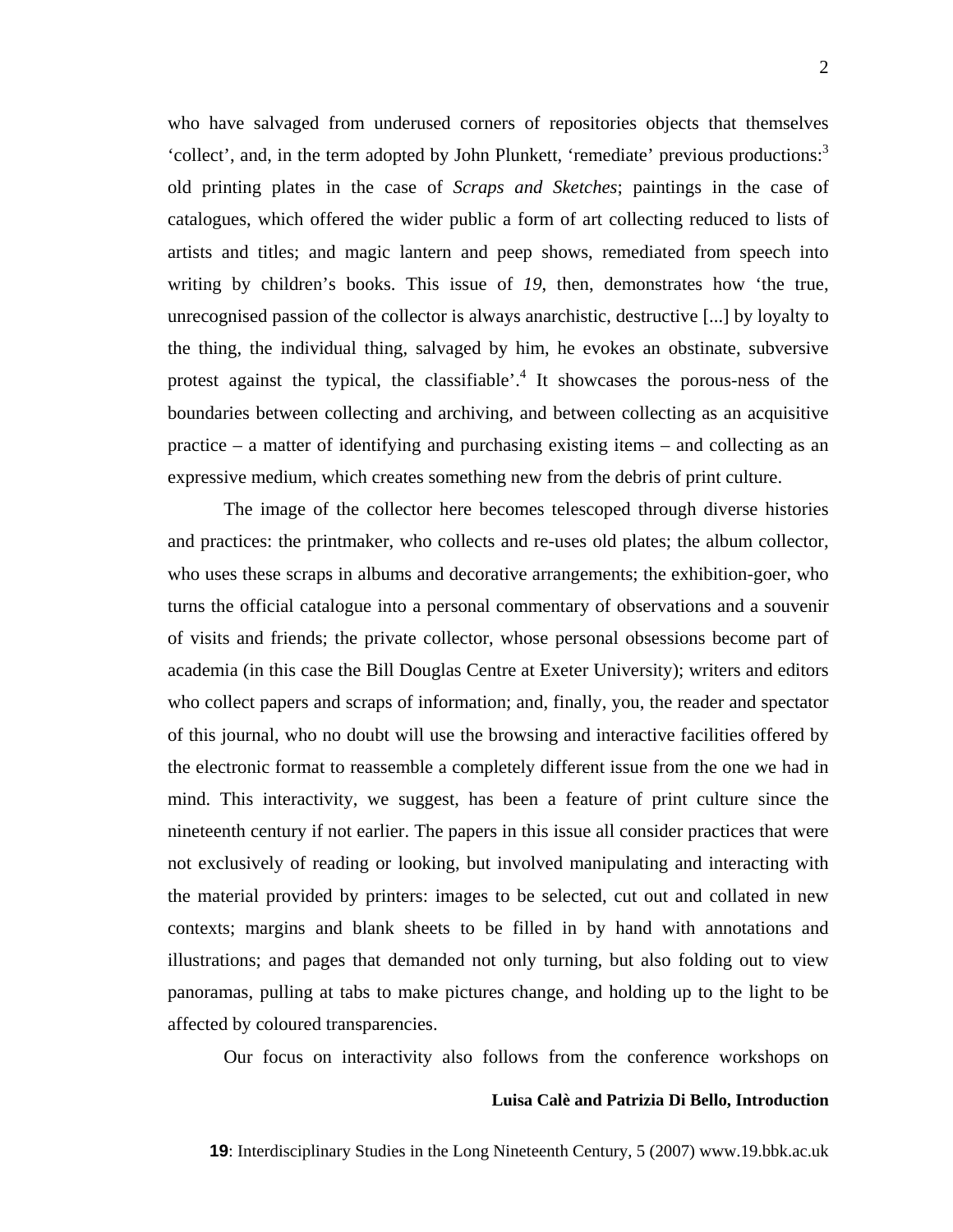who have salvaged from underused corners of repositories objects that themselves 'collect', and, in the term adopted by John Plunkett, 'remediate' previous productions:[3] old printing plates in the case of *Scraps and Sketches*; paintings in the case of catalogues, which offered the wider public a form of art collecting reduced to lists of artists and titles; and magic lantern and peep shows, remediated from speech into writing by children's books. This issue of *19*, then, demonstrates how 'the true, unrecognised passion of the collector is always anarchistic, destructive [...] by loyalty to the thing, the individual thing, salvaged by him, he evokes an obstinate, subversive protest against the typical, the classifiable'.[4] It showcases the porous-ness of the boundaries between collecting and archiving, and between collecting as an acquisitive practice – a matter of identifying and purchasing existing items – and collecting as an expressive medium, which creates something new from the debris of print culture.

The image of the collector here becomes telescoped through diverse histories and practices: the printmaker, who collects and re-uses old plates; the album collector, who uses these scraps in albums and decorative arrangements; the exhibition-goer, who turns the official catalogue into a personal commentary of observations and a souvenir of visits and friends; the private collector, whose personal obsessions become part of academia (in this case the Bill Douglas Centre at Exeter University); writers and editors who collect papers and scraps of information; and, finally, you, the reader and spectator of this journal, who no doubt will use the browsing and interactive facilities offered by the electronic format to reassemble a completely different issue from the one we had in mind. This interactivity, we suggest, has been a feature of print culture since the nineteenth century if not earlier. The papers in this issue all consider practices that were not exclusively of reading or looking, but involved manipulating and interacting with the material provided by printers: images to be selected, cut out and collated in new contexts; margins and blank sheets to be filled in by hand with annotations and illustrations; and pages that demanded not only turning, but also folding out to view panoramas, pulling at tabs to make pictures change, and holding up to the light to be affected by coloured transparencies.

Our focus on interactivity also follows from the conference workshops on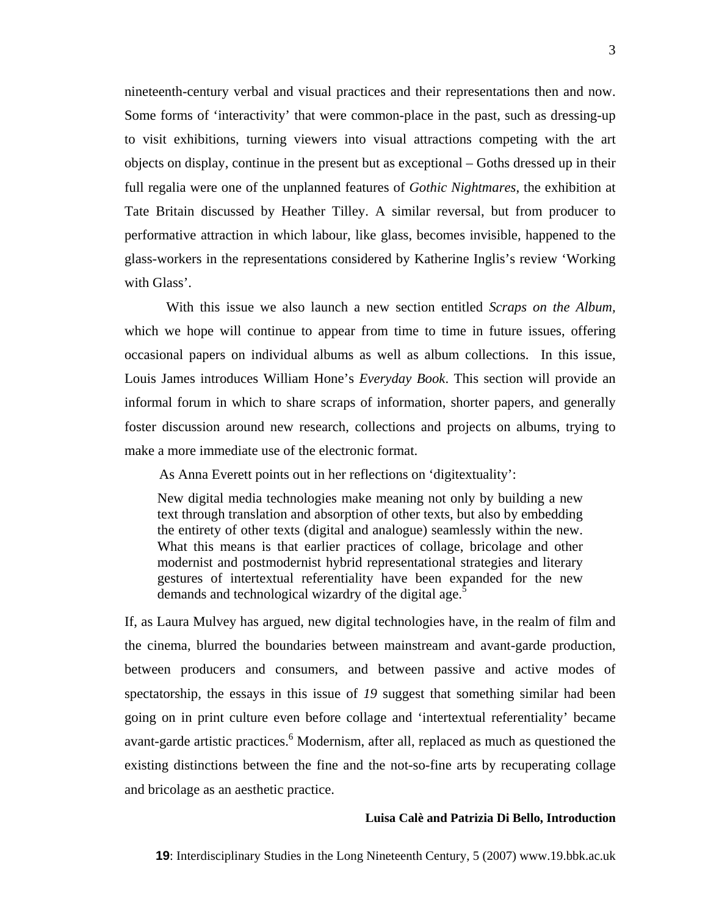nineteenth-century verbal and visual practices and their representations then and now. Some forms of 'interactivity' that were common-place in the past, such as dressing-up to visit exhibitions, turning viewers into visual attractions competing with the art objects on display, continue in the present but as exceptional – Goths dressed up in their full regalia were one of the unplanned features of *Gothic Nightmares*, the exhibition at Tate Britain discussed by Heather Tilley. A similar reversal, but from producer to performative attraction in which labour, like glass, becomes invisible, happened to the glass-workers in the representations considered by Katherine Inglis's review 'Working with Glass'.

With this issue we also launch a new section entitled *Scraps on the Album,* which we hope will continue to appear from time to time in future issues, offering occasional papers on individual albums as well as album collections. In this issue, Louis James introduces William Hone's *Everyday Book*. This section will provide an informal forum in which to share scraps of information, shorter papers, and generally foster discussion around new research, collections and projects on albums, trying to make a more immediate use of the electronic format.

As Anna Everett points out in her reflections on 'digitextuality':

> New digital media technologies make meaning not only by building a new text through translation and absorption of other texts, but also by embedding the entirety of other texts (digital and analogue) seamlessly within the new. What this means is that earlier practices of collage, bricolage and other modernist and postmodernist hybrid representational strategies and literary gestures of intertextual referentiality have been expanded for the new demands and technological wizardry of the digital age.[5]

If, as Laura Mulvey has argued, new digital technologies have, in the realm of film and the cinema, blurred the boundaries between mainstream and avant-garde production, between producers and consumers, and between passive and active modes of spectatorship, the essays in this issue of *19* suggest that something similar had been going on in print culture even before collage and 'intertextual referentiality' became avant-garde artistic practices.[6] Modernism, after all, replaced as much as questioned the existing distinctions between the fine and the not-so-fine arts by recuperating collage and bricolage as an aesthetic practice.

**Luisa Calè and Patrizia Di Bello, Introduction**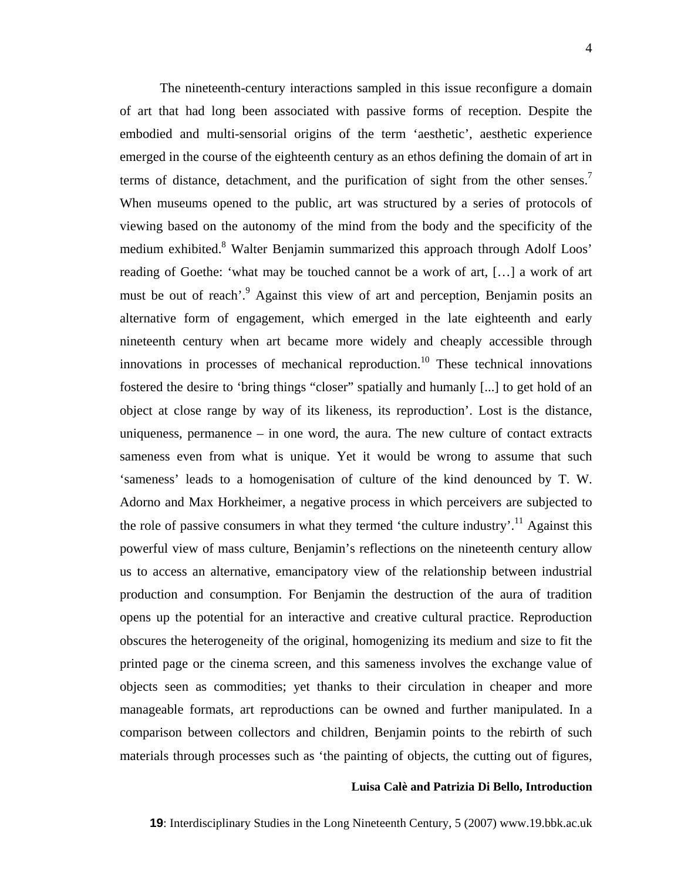The nineteenth-century interactions sampled in this issue reconfigure a domain of art that had long been associated with passive forms of reception. Despite the embodied and multi-sensorial origins of the term 'aesthetic', aesthetic experience emerged in the course of the eighteenth century as an ethos defining the domain of art in terms of distance, detachment, and the purification of sight from the other senses.[7] When museums opened to the public, art was structured by a series of protocols of viewing based on the autonomy of the mind from the body and the specificity of the medium exhibited.[8] Walter Benjamin summarized this approach through Adolf Loos' reading of Goethe: 'what may be touched cannot be a work of art, […] a work of art must be out of reach'.[9] Against this view of art and perception, Benjamin posits an alternative form of engagement, which emerged in the late eighteenth and early nineteenth century when art became more widely and cheaply accessible through innovations in processes of mechanical reproduction.[10] These technical innovations fostered the desire to 'bring things "closer" spatially and humanly [...] to get hold of an object at close range by way of its likeness, its reproduction'. Lost is the distance, uniqueness, permanence – in one word, the aura. The new culture of contact extracts sameness even from what is unique. Yet it would be wrong to assume that such 'sameness' leads to a homogenisation of culture of the kind denounced by T. W. Adorno and Max Horkheimer, a negative process in which perceivers are subjected to the role of passive consumers in what they termed 'the culture industry'.[11] Against this powerful view of mass culture, Benjamin's reflections on the nineteenth century allow us to access an alternative, emancipatory view of the relationship between industrial production and consumption. For Benjamin the destruction of the aura of tradition opens up the potential for an interactive and creative cultural practice. Reproduction obscures the heterogeneity of the original, homogenizing its medium and size to fit the printed page or the cinema screen, and this sameness involves the exchange value of objects seen as commodities; yet thanks to their circulation in cheaper and more manageable formats, art reproductions can be owned and further manipulated. In a comparison between collectors and children, Benjamin points to the rebirth of such materials through processes such as 'the painting of objects, the cutting out of figures,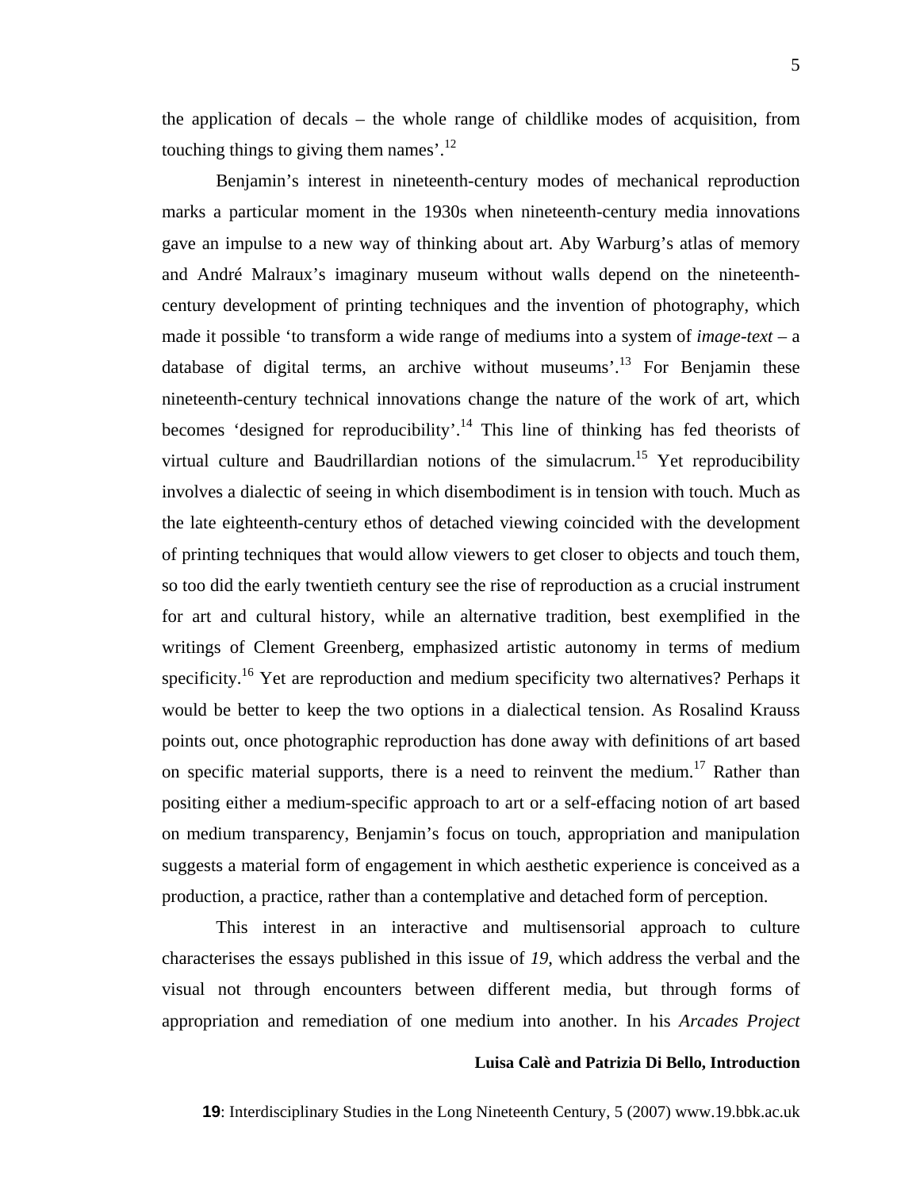the application of decals – the whole range of childlike modes of acquisition, from touching things to giving them names'.[12]

Benjamin's interest in nineteenth-century modes of mechanical reproduction marks a particular moment in the 1930s when nineteenth-century media innovations gave an impulse to a new way of thinking about art. Aby Warburg's atlas of memory and André Malraux's imaginary museum without walls depend on the nineteenth-century development of printing techniques and the invention of photography, which made it possible 'to transform a wide range of mediums into a system of *image-text* – a database of digital terms, an archive without museums'.[13] For Benjamin these nineteenth-century technical innovations change the nature of the work of art, which becomes 'designed for reproducibility'.[14] This line of thinking has fed theorists of virtual culture and Baudrillardian notions of the simulacrum.[15] Yet reproducibility involves a dialectic of seeing in which disembodiment is in tension with touch. Much as the late eighteenth-century ethos of detached viewing coincided with the development of printing techniques that would allow viewers to get closer to objects and touch them, so too did the early twentieth century see the rise of reproduction as a crucial instrument for art and cultural history, while an alternative tradition, best exemplified in the writings of Clement Greenberg, emphasized artistic autonomy in terms of medium specificity.[16] Yet are reproduction and medium specificity two alternatives? Perhaps it would be better to keep the two options in a dialectical tension. As Rosalind Krauss points out, once photographic reproduction has done away with definitions of art based on specific material supports, there is a need to reinvent the medium.[17] Rather than positing either a medium-specific approach to art or a self-effacing notion of art based on medium transparency, Benjamin's focus on touch, appropriation and manipulation suggests a material form of engagement in which aesthetic experience is conceived as a production, a practice, rather than a contemplative and detached form of perception.

This interest in an interactive and multisensorial approach to culture characterises the essays published in this issue of *19*, which address the verbal and the visual not through encounters between different media, but through forms of appropriation and remediation of one medium into another. In his *Arcades Project*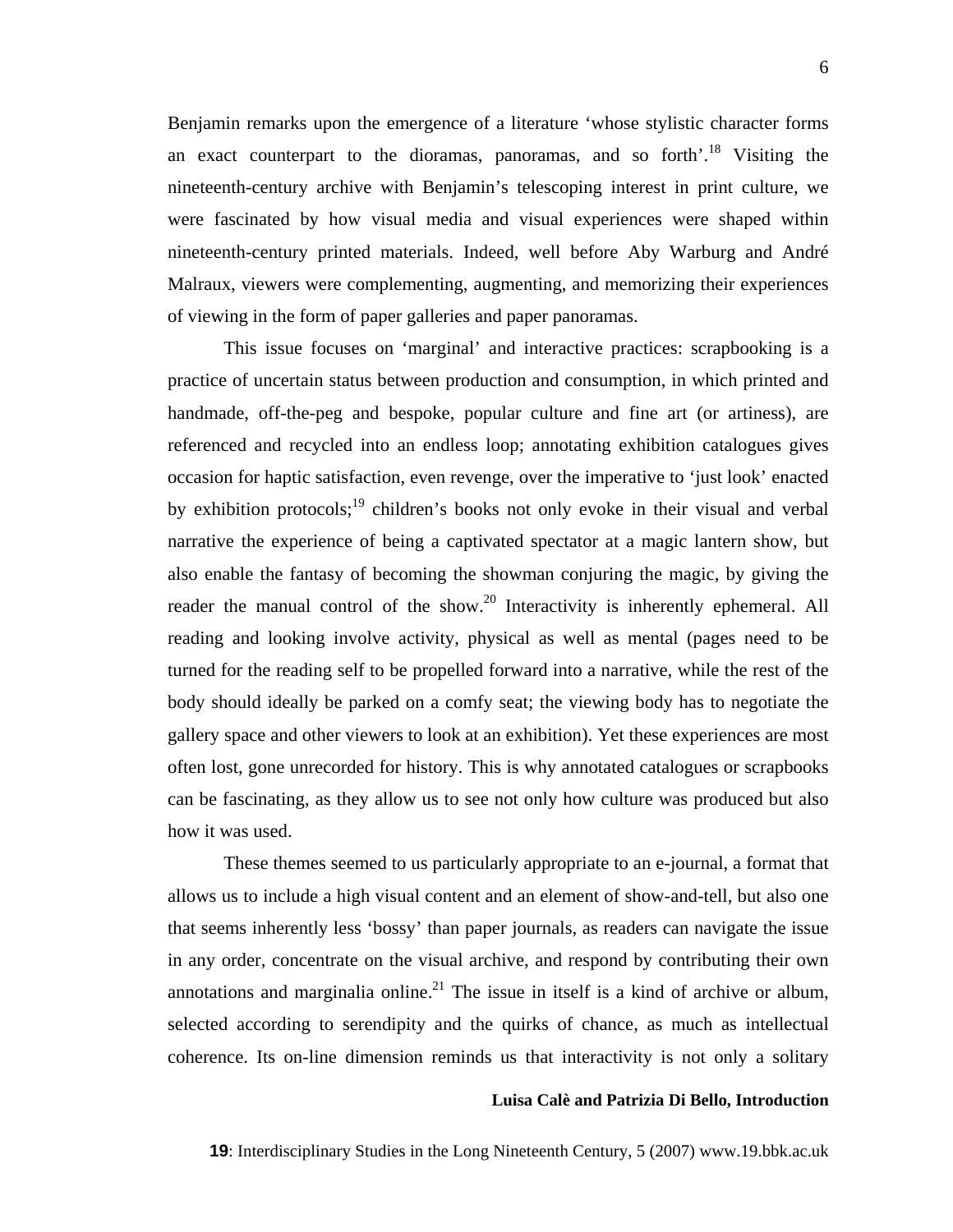Benjamin remarks upon the emergence of a literature 'whose stylistic character forms an exact counterpart to the dioramas, panoramas, and so forth'.[18] Visiting the nineteenth-century archive with Benjamin's telescoping interest in print culture, we were fascinated by how visual media and visual experiences were shaped within nineteenth-century printed materials. Indeed, well before Aby Warburg and André Malraux, viewers were complementing, augmenting, and memorizing their experiences of viewing in the form of paper galleries and paper panoramas.

This issue focuses on 'marginal' and interactive practices: scrapbooking is a practice of uncertain status between production and consumption, in which printed and handmade, off-the-peg and bespoke, popular culture and fine art (or artiness), are referenced and recycled into an endless loop; annotating exhibition catalogues gives occasion for haptic satisfaction, even revenge, over the imperative to 'just look' enacted by exhibition protocols;[19] children's books not only evoke in their visual and verbal narrative the experience of being a captivated spectator at a magic lantern show, but also enable the fantasy of becoming the showman conjuring the magic, by giving the reader the manual control of the show.[20] Interactivity is inherently ephemeral. All reading and looking involve activity, physical as well as mental (pages need to be turned for the reading self to be propelled forward into a narrative, while the rest of the body should ideally be parked on a comfy seat; the viewing body has to negotiate the gallery space and other viewers to look at an exhibition). Yet these experiences are most often lost, gone unrecorded for history. This is why annotated catalogues or scrapbooks can be fascinating, as they allow us to see not only how culture was produced but also how it was used.

These themes seemed to us particularly appropriate to an e-journal, a format that allows us to include a high visual content and an element of show-and-tell, but also one that seems inherently less 'bossy' than paper journals, as readers can navigate the issue in any order, concentrate on the visual archive, and respond by contributing their own annotations and marginalia online.[21] The issue in itself is a kind of archive or album, selected according to serendipity and the quirks of chance, as much as intellectual coherence. Its on-line dimension reminds us that interactivity is not only a solitary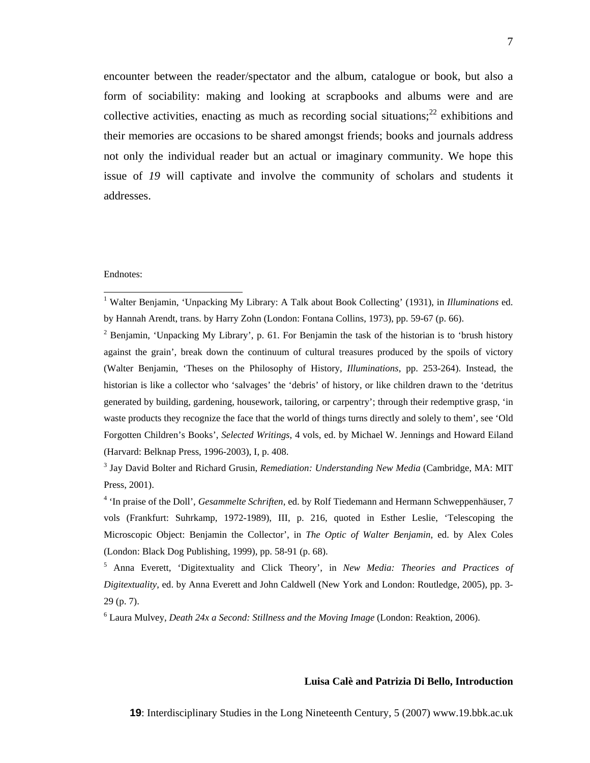encounter between the reader/spectator and the album, catalogue or book, but also a form of sociability: making and looking at scrapbooks and albums were and are collective activities, enacting as much as recording social situations;[22] exhibitions and their memories are occasions to be shared amongst friends; books and journals address not only the individual reader but an actual or imaginary community. We hope this issue of *19* will captivate and involve the community of scholars and students it addresses.

Endnotes:

[1] Walter Benjamin, 'Unpacking My Library: A Talk about Book Collecting' (1931), in *Illuminations* ed. by Hannah Arendt, trans. by Harry Zohn (London: Fontana Collins, 1973), pp. 59-67 (p. 66).

[2] Benjamin, 'Unpacking My Library', p. 61. For Benjamin the task of the historian is to 'brush history against the grain', break down the continuum of cultural treasures produced by the spoils of victory (Walter Benjamin, 'Theses on the Philosophy of History, *Illuminations*, pp. 253-264). Instead, the historian is like a collector who 'salvages' the 'debris' of history, or like children drawn to the 'detritus generated by building, gardening, housework, tailoring, or carpentry'; through their redemptive grasp, 'in waste products they recognize the face that the world of things turns directly and solely to them', see 'Old Forgotten Children's Books', *Selected Writings*, 4 vols, ed. by Michael W. Jennings and Howard Eiland (Harvard: Belknap Press, 1996-2003), I, p. 408.

[3] Jay David Bolter and Richard Grusin, *Remediation: Understanding New Media* (Cambridge, MA: MIT Press, 2001).

[4] 'In praise of the Doll', *Gesammelte Schriften*, ed. by Rolf Tiedemann and Hermann Schweppenhäuser, 7 vols (Frankfurt: Suhrkamp, 1972-1989), III, p. 216, quoted in Esther Leslie, 'Telescoping the Microscopic Object: Benjamin the Collector', in *The Optic of Walter Benjamin*, ed. by Alex Coles (London: Black Dog Publishing, 1999), pp. 58-91 (p. 68).

[5] Anna Everett, 'Digitextuality and Click Theory', in *New Media: Theories and Practices of Digitextuality*, ed. by Anna Everett and John Caldwell (New York and London: Routledge, 2005), pp. 3-29 (p. 7).

[6] Laura Mulvey, *Death 24x a Second: Stillness and the Moving Image* (London: Reaktion, 2006).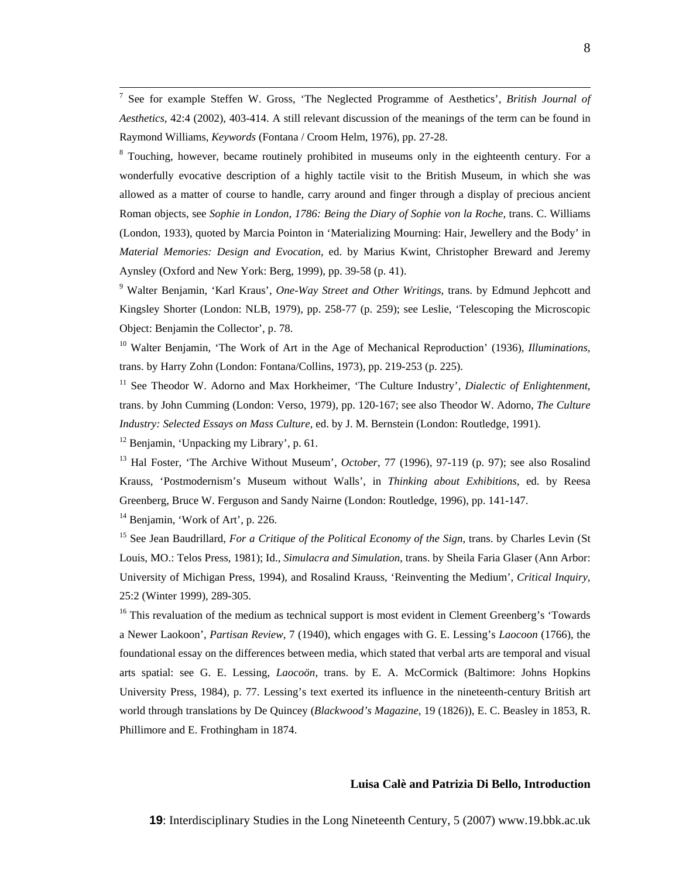[7] See for example Steffen W. Gross, 'The Neglected Programme of Aesthetics', *British Journal of Aesthetics*, 42:4 (2002), 403-414. A still relevant discussion of the meanings of the term can be found in Raymond Williams, *Keywords* (Fontana / Croom Helm, 1976), pp. 27-28.

[8] Touching, however, became routinely prohibited in museums only in the eighteenth century. For a wonderfully evocative description of a highly tactile visit to the British Museum, in which she was allowed as a matter of course to handle, carry around and finger through a display of precious ancient Roman objects, see *Sophie in London, 1786: Being the Diary of Sophie von la Roche*, trans. C. Williams (London, 1933), quoted by Marcia Pointon in 'Materializing Mourning: Hair, Jewellery and the Body' in *Material Memories: Design and Evocation*, ed. by Marius Kwint, Christopher Breward and Jeremy Aynsley (Oxford and New York: Berg, 1999), pp. 39-58 (p. 41).

[9] Walter Benjamin, 'Karl Kraus', *One-Way Street and Other Writings*, trans. by Edmund Jephcott and Kingsley Shorter (London: NLB, 1979), pp. 258-77 (p. 259); see Leslie, 'Telescoping the Microscopic Object: Benjamin the Collector', p. 78.

[10] Walter Benjamin, 'The Work of Art in the Age of Mechanical Reproduction' (1936), *Illuminations*, trans. by Harry Zohn (London: Fontana/Collins, 1973), pp. 219-253 (p. 225).

[11] See Theodor W. Adorno and Max Horkheimer, 'The Culture Industry', *Dialectic of Enlightenment*, trans. by John Cumming (London: Verso, 1979), pp. 120-167; see also Theodor W. Adorno, *The Culture Industry: Selected Essays on Mass Culture*, ed. by J. M. Bernstein (London: Routledge, 1991).

[12] Benjamin, 'Unpacking my Library', p. 61.

[13] Hal Foster, 'The Archive Without Museum', *October*, 77 (1996), 97-119 (p. 97); see also Rosalind Krauss, 'Postmodernism's Museum without Walls', in *Thinking about Exhibitions*, ed. by Reesa Greenberg, Bruce W. Ferguson and Sandy Nairne (London: Routledge, 1996), pp. 141-147.

[14] Benjamin, 'Work of Art', p. 226.

[15] See Jean Baudrillard, *For a Critique of the Political Economy of the Sign*, trans. by Charles Levin (St Louis, MO.: Telos Press, 1981); Id., *Simulacra and Simulation*, trans. by Sheila Faria Glaser (Ann Arbor: University of Michigan Press, 1994), and Rosalind Krauss, 'Reinventing the Medium', *Critical Inquiry*, 25:2 (Winter 1999), 289-305.

[16] This revaluation of the medium as technical support is most evident in Clement Greenberg's 'Towards a Newer Laokoon', *Partisan Review*, 7 (1940), which engages with G. E. Lessing's *Laocoon* (1766), the foundational essay on the differences between media, which stated that verbal arts are temporal and visual arts spatial: see G. E. Lessing, *Laocoön*, trans. by E. A. McCormick (Baltimore: Johns Hopkins University Press, 1984), p. 77. Lessing's text exerted its influence in the nineteenth-century British art world through translations by De Quincey (*Blackwood's Magazine*, 19 (1826)), E. C. Beasley in 1853, R. Phillimore and E. Frothingham in 1874.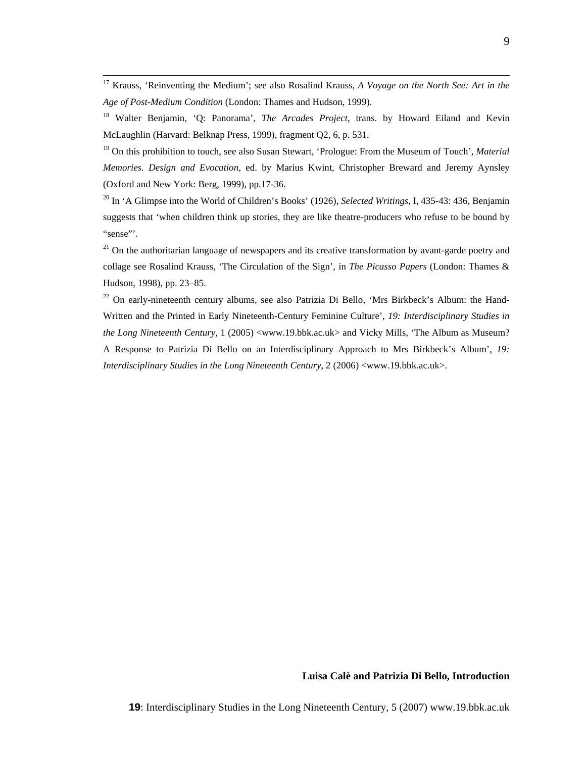[17] Krauss, 'Reinventing the Medium'; see also Rosalind Krauss, *A Voyage on the North Sea: Art in the Age of Post-Medium Condition* (London: Thames and Hudson, 1999).

[18] Walter Benjamin, 'Q: Panorama', *The Arcades Project*, trans. by Howard Eiland and Kevin McLaughlin (Harvard: Belknap Press, 1999), fragment Q2, 6, p. 531.

[19] On this prohibition to touch, see also Susan Stewart, 'Prologue: From the Museum of Touch', *Material Memories. Design and Evocation*, ed. by Marius Kwint, Christopher Breward and Jeremy Aynsley (Oxford and New York: Berg, 1999), pp.17-36.

[20] In 'A Glimpse into the World of Children's Books' (1926), *Selected Writings*, I, 435-43: 436, Benjamin suggests that 'when children think up stories, they are like theatre-producers who refuse to be bound by "sense"'.

[21] On the authoritarian language of newspapers and its creative transformation by avant-garde poetry and collage see Rosalind Krauss, 'The Circulation of the Sign', in *The Picasso Papers* (London: Thames & Hudson, 1998), pp. 23–85.

[22] On early-nineteenth century albums, see also Patrizia Di Bello, 'Mrs Birkbeck's Album: the Hand-Written and the Printed in Early Nineteenth-Century Feminine Culture', *19: Interdisciplinary Studies in the Long Nineteenth Century*, 1 (2005) <www.19.bbk.ac.uk> and Vicky Mills, 'The Album as Museum? A Response to Patrizia Di Bello on an Interdisciplinary Approach to Mrs Birkbeck's Album', *19: Interdisciplinary Studies in the Long Nineteenth Century*, 2 (2006) <www.19.bbk.ac.uk>.